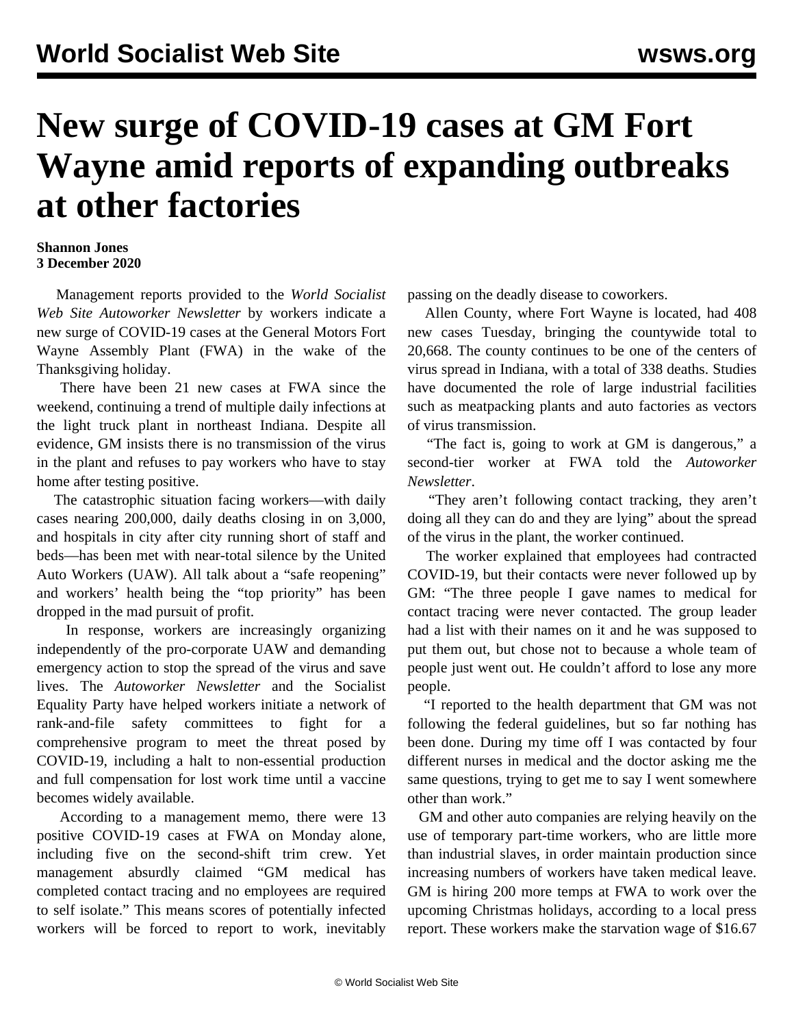# New surge of COVID-19 cases at GM Fort Wayne amid reports of expanding outbreaks at other factories

**Shannon Jones**
**3 December 2020**

Management reports provided to the *World Socialist Web Site Autoworker Newsletter* by workers indicate a new surge of COVID-19 cases at the General Motors Fort Wayne Assembly Plant (FWA) in the wake of the Thanksgiving holiday.

There have been 21 new cases at FWA since the weekend, continuing a trend of multiple daily infections at the light truck plant in northeast Indiana. Despite all evidence, GM insists there is no transmission of the virus in the plant and refuses to pay workers who have to stay home after testing positive.

The catastrophic situation facing workers—with daily cases nearing 200,000, daily deaths closing in on 3,000, and hospitals in city after city running short of staff and beds—has been met with near-total silence by the United Auto Workers (UAW). All talk about a "safe reopening" and workers' health being the "top priority" has been dropped in the mad pursuit of profit.

In response, workers are increasingly organizing independently of the pro-corporate UAW and demanding emergency action to stop the spread of the virus and save lives. The *Autoworker Newsletter* and the Socialist Equality Party have helped workers initiate a network of rank-and-file safety committees to fight for a comprehensive program to meet the threat posed by COVID-19, including a halt to non-essential production and full compensation for lost work time until a vaccine becomes widely available.

According to a management memo, there were 13 positive COVID-19 cases at FWA on Monday alone, including five on the second-shift trim crew. Yet management absurdly claimed "GM medical has completed contact tracing and no employees are required to self isolate." This means scores of potentially infected workers will be forced to report to work, inevitably passing on the deadly disease to coworkers.

Allen County, where Fort Wayne is located, had 408 new cases Tuesday, bringing the countywide total to 20,668. The county continues to be one of the centers of virus spread in Indiana, with a total of 338 deaths. Studies have documented the role of large industrial facilities such as meatpacking plants and auto factories as vectors of virus transmission.

"The fact is, going to work at GM is dangerous," a second-tier worker at FWA told the *Autoworker Newsletter*.

"They aren't following contact tracking, they aren't doing all they can do and they are lying" about the spread of the virus in the plant, the worker continued.

The worker explained that employees had contracted COVID-19, but their contacts were never followed up by GM: "The three people I gave names to medical for contact tracing were never contacted. The group leader had a list with their names on it and he was supposed to put them out, but chose not to because a whole team of people just went out. He couldn't afford to lose any more people.

"I reported to the health department that GM was not following the federal guidelines, but so far nothing has been done. During my time off I was contacted by four different nurses in medical and the doctor asking me the same questions, trying to get me to say I went somewhere other than work."

GM and other auto companies are relying heavily on the use of temporary part-time workers, who are little more than industrial slaves, in order maintain production since increasing numbers of workers have taken medical leave. GM is hiring 200 more temps at FWA to work over the upcoming Christmas holidays, according to a local press report. These workers make the starvation wage of $16.67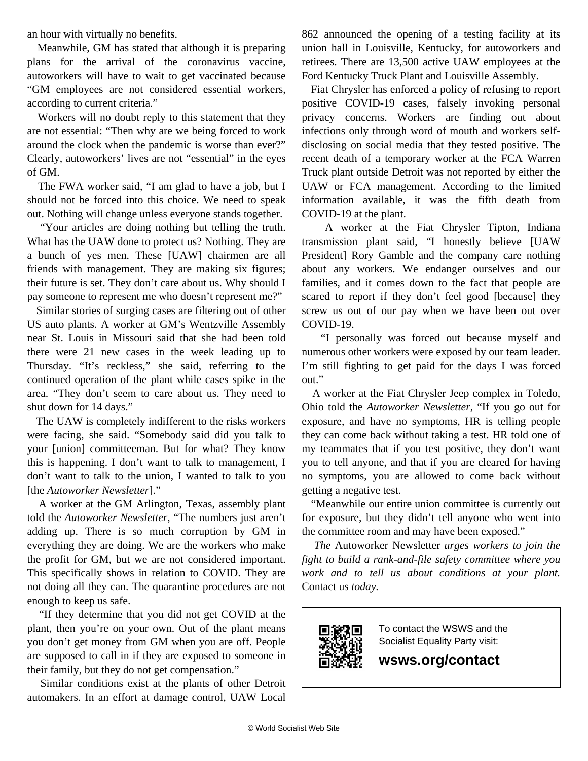an hour with virtually no benefits.

Meanwhile, GM has stated that although it is preparing plans for the arrival of the coronavirus vaccine, autoworkers will have to wait to get vaccinated because "GM employees are not considered essential workers, according to current criteria."

Workers will no doubt reply to this statement that they are not essential: "Then why are we being forced to work around the clock when the pandemic is worse than ever?" Clearly, autoworkers' lives are not "essential" in the eyes of GM.

The FWA worker said, "I am glad to have a job, but I should not be forced into this choice. We need to speak out. Nothing will change unless everyone stands together.

"Your articles are doing nothing but telling the truth. What has the UAW done to protect us? Nothing. They are a bunch of yes men. These [UAW] chairmen are all friends with management. They are making six figures; their future is set. They don't care about us. Why should I pay someone to represent me who doesn't represent me?"

Similar stories of surging cases are filtering out of other US auto plants. A worker at GM's Wentzville Assembly near St. Louis in Missouri said that she had been told there were 21 new cases in the week leading up to Thursday. "It's reckless," she said, referring to the continued operation of the plant while cases spike in the area. "They don't seem to care about us. They need to shut down for 14 days."

The UAW is completely indifferent to the risks workers were facing, she said. "Somebody said did you talk to your [union] committeeman. But for what? They know this is happening. I don't want to talk to management, I don't want to talk to the union, I wanted to talk to you [the *Autoworker Newsletter*]."

A worker at the GM Arlington, Texas, assembly plant told the *Autoworker Newsletter*, "The numbers just aren't adding up. There is so much corruption by GM in everything they are doing. We are the workers who make the profit for GM, but we are not considered important. This specifically shows in relation to COVID. They are not doing all they can. The quarantine procedures are not enough to keep us safe.

"If they determine that you did not get COVID at the plant, then you're on your own. Out of the plant means you don't get money from GM when you are off. People are supposed to call in if they are exposed to someone in their family, but they do not get compensation."

Similar conditions exist at the plants of other Detroit automakers. In an effort at damage control, UAW Local 862 announced the opening of a testing facility at its union hall in Louisville, Kentucky, for autoworkers and retirees. There are 13,500 active UAW employees at the Ford Kentucky Truck Plant and Louisville Assembly.

Fiat Chrysler has enforced a policy of refusing to report positive COVID-19 cases, falsely invoking personal privacy concerns. Workers are finding out about infections only through word of mouth and workers self-disclosing on social media that they tested positive. The recent death of a temporary worker at the FCA Warren Truck plant outside Detroit was not reported by either the UAW or FCA management. According to the limited information available, it was the fifth death from COVID-19 at the plant.

A worker at the Fiat Chrysler Tipton, Indiana transmission plant said, "I honestly believe [UAW President] Rory Gamble and the company care nothing about any workers. We endanger ourselves and our families, and it comes down to the fact that people are scared to report if they don't feel good [because] they screw us out of our pay when we have been out over COVID-19.

"I personally was forced out because myself and numerous other workers were exposed by our team leader. I'm still fighting to get paid for the days I was forced out."

A worker at the Fiat Chrysler Jeep complex in Toledo, Ohio told the *Autoworker Newsletter*, "If you go out for exposure, and have no symptoms, HR is telling people they can come back without taking a test. HR told one of my teammates that if you test positive, they don't want you to tell anyone, and that if you are cleared for having no symptoms, you are allowed to come back without getting a negative test.

"Meanwhile our entire union committee is currently out for exposure, but they didn't tell anyone who went into the committee room and may have been exposed."

*The* Autoworker Newsletter *urges workers to join the fight to build a rank-and-file safety committee where you work and to tell us about conditions at your plant.* Contact us *today.*

To contact the WSWS and the Socialist Equality Party visit:

**wsws.org/contact**